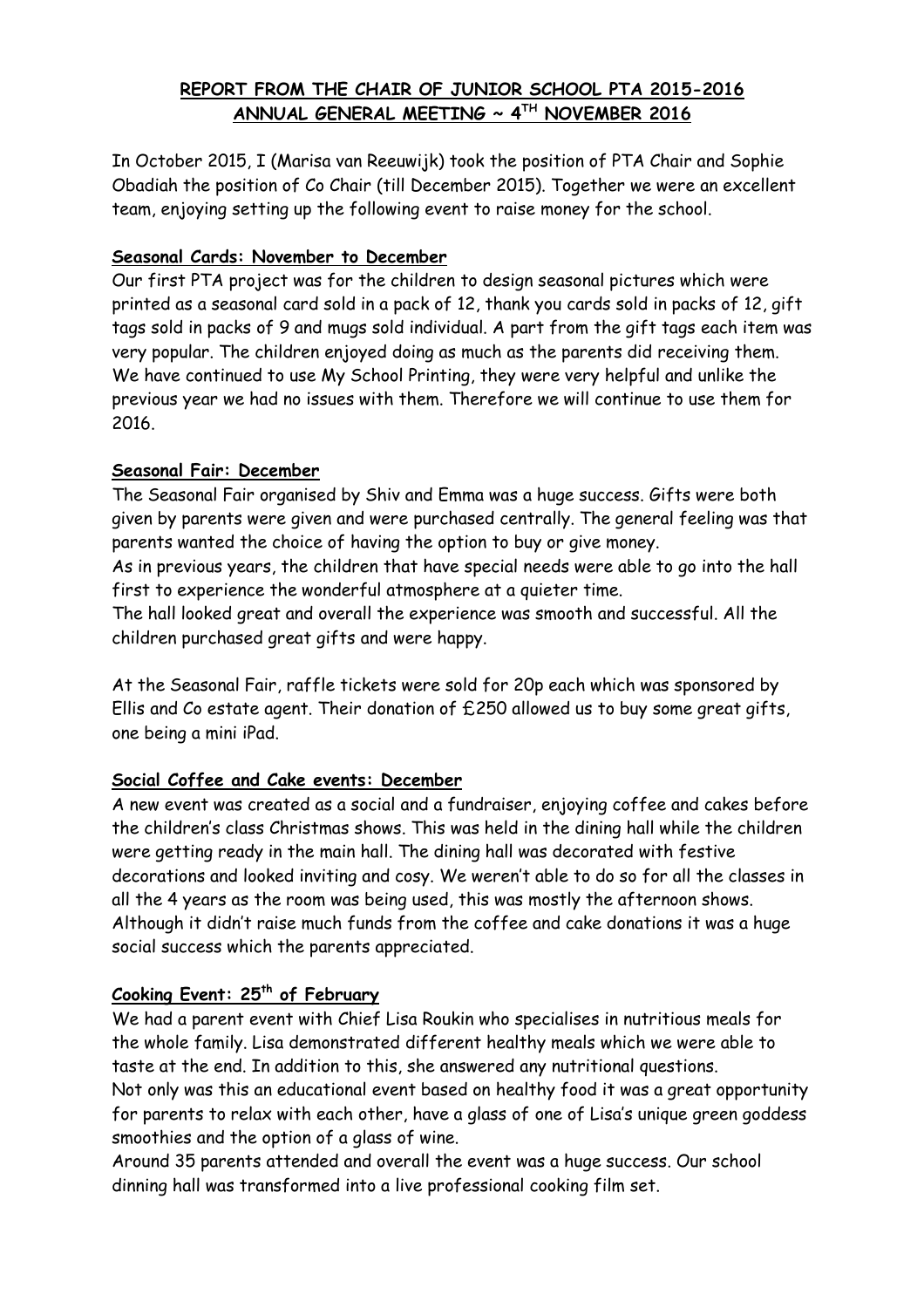# REPORT FROM THE CHAIR OF JUNIOR SCHOOL PTA 2015-2016
## ANNUAL GENERAL MEETING ~ 4TH NOVEMBER 2016

In October 2015, I (Marisa van Reeuwijk) took the position of PTA Chair and Sophie Obadiah the position of Co Chair (till December 2015). Together we were an excellent team, enjoying setting up the following event to raise money for the school.

### Seasonal Cards: November to December

Our first PTA project was for the children to design seasonal pictures which were printed as a seasonal card sold in a pack of 12, thank you cards sold in packs of 12, gift tags sold in packs of 9 and mugs sold individual. A part from the gift tags each item was very popular. The children enjoyed doing as much as the parents did receiving them. We have continued to use My School Printing, they were very helpful and unlike the previous year we had no issues with them. Therefore we will continue to use them for 2016.

### Seasonal Fair: December

The Seasonal Fair organised by Shiv and Emma was a huge success. Gifts were both given by parents were given and were purchased centrally. The general feeling was that parents wanted the choice of having the option to buy or give money.
As in previous years, the children that have special needs were able to go into the hall first to experience the wonderful atmosphere at a quieter time.
The hall looked great and overall the experience was smooth and successful. All the children purchased great gifts and were happy.

At the Seasonal Fair, raffle tickets were sold for 20p each which was sponsored by Ellis and Co estate agent. Their donation of £250 allowed us to buy some great gifts, one being a mini iPad.

### Social Coffee and Cake events: December

A new event was created as a social and a fundraiser, enjoying coffee and cakes before the children's class Christmas shows. This was held in the dining hall while the children were getting ready in the main hall. The dining hall was decorated with festive decorations and looked inviting and cosy. We weren't able to do so for all the classes in all the 4 years as the room was being used, this was mostly the afternoon shows. Although it didn't raise much funds from the coffee and cake donations it was a huge social success which the parents appreciated.

### Cooking Event: 25th of February

We had a parent event with Chief Lisa Roukin who specialises in nutritious meals for the whole family. Lisa demonstrated different healthy meals which we were able to taste at the end. In addition to this, she answered any nutritional questions.
Not only was this an educational event based on healthy food it was a great opportunity for parents to relax with each other, have a glass of one of Lisa's unique green goddess smoothies and the option of a glass of wine.
Around 35 parents attended and overall the event was a huge success. Our school dinning hall was transformed into a live professional cooking film set.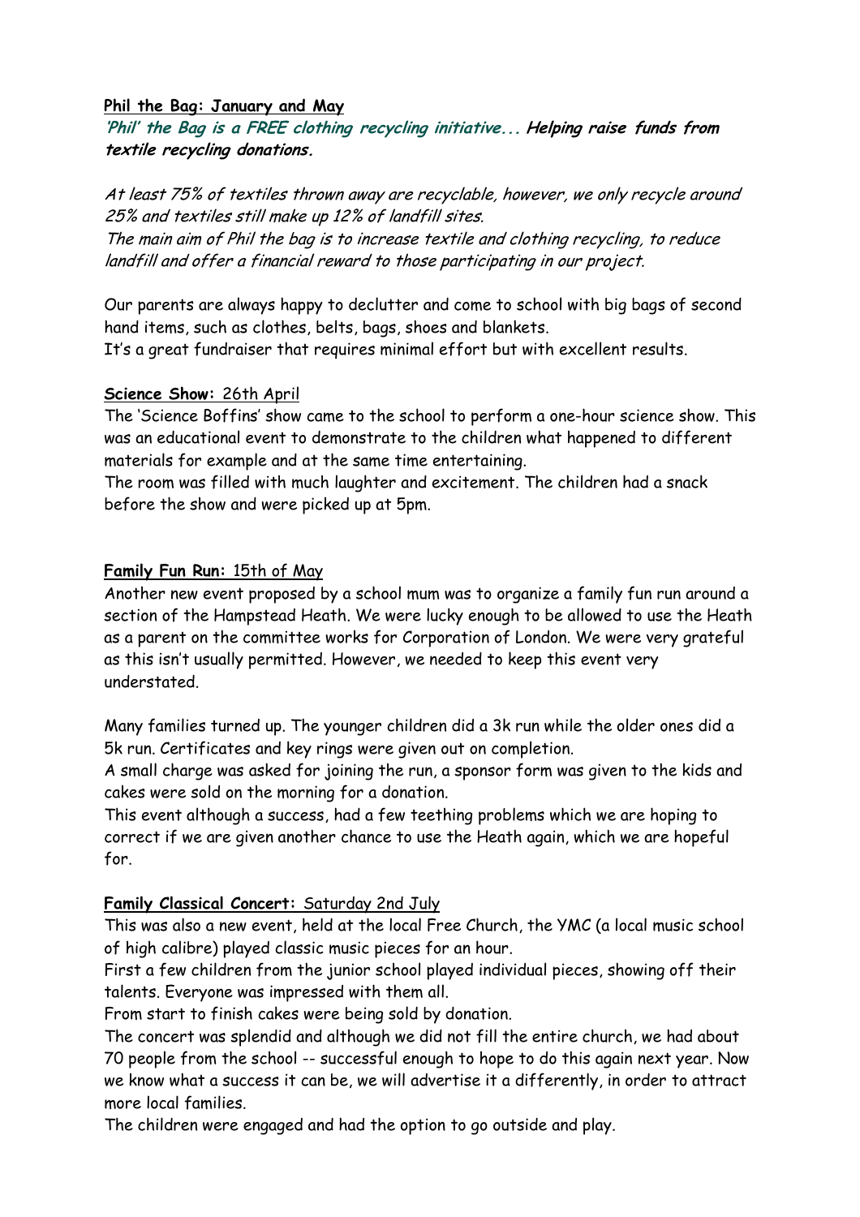**Phil the Bag: January and May**

***'Phil' the Bag is a FREE clothing recycling initiative... Helping raise funds from textile recycling donations.***

*At least 75% of textiles thrown away are recyclable, however, we only recycle around 25% and textiles still make up 12% of landfill sites.*
*The main aim of Phil the bag is to increase textile and clothing recycling, to reduce landfill and offer a financial reward to those participating in our project.*

Our parents are always happy to declutter and come to school with big bags of second hand items, such as clothes, belts, bags, shoes and blankets.
It's a great fundraiser that requires minimal effort but with excellent results.

**Science Show:** 26th April

The 'Science Boffins' show came to the school to perform a one-hour science show. This was an educational event to demonstrate to the children what happened to different materials for example and at the same time entertaining.
The room was filled with much laughter and excitement. The children had a snack before the show and were picked up at 5pm.

**Family Fun Run:** 15th of May

Another new event proposed by a school mum was to organize a family fun run around a section of the Hampstead Heath. We were lucky enough to be allowed to use the Heath as a parent on the committee works for Corporation of London. We were very grateful as this isn't usually permitted. However, we needed to keep this event very understated.

Many families turned up. The younger children did a 3k run while the older ones did a 5k run. Certificates and key rings were given out on completion.
A small charge was asked for joining the run, a sponsor form was given to the kids and cakes were sold on the morning for a donation.
This event although a success, had a few teething problems which we are hoping to correct if we are given another chance to use the Heath again, which we are hopeful for.

**Family Classical Concert:** Saturday 2nd July

This was also a new event, held at the local Free Church, the YMC (a local music school of high calibre) played classic music pieces for an hour.
First a few children from the junior school played individual pieces, showing off their talents. Everyone was impressed with them all.
From start to finish cakes were being sold by donation.
The concert was splendid and although we did not fill the entire church, we had about 70 people from the school -- successful enough to hope to do this again next year. Now we know what a success it can be, we will advertise it a differently, in order to attract more local families.
The children were engaged and had the option to go outside and play.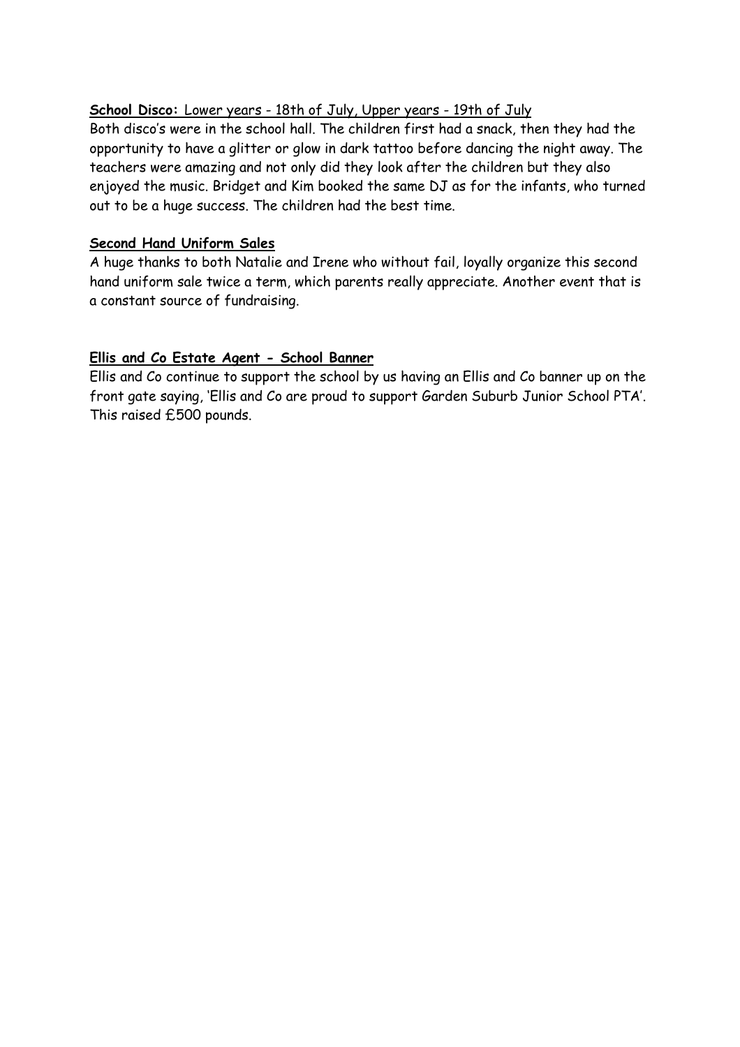**School Disco:** Lower years - 18th of July, Upper years - 19th of July

Both disco's were in the school hall. The children first had a snack, then they had the opportunity to have a glitter or glow in dark tattoo before dancing the night away. The teachers were amazing and not only did they look after the children but they also enjoyed the music. Bridget and Kim booked the same DJ as for the infants, who turned out to be a huge success. The children had the best time.

**Second Hand Uniform Sales**

A huge thanks to both Natalie and Irene who without fail, loyally organize this second hand uniform sale twice a term, which parents really appreciate. Another event that is a constant source of fundraising.

**Ellis and Co Estate Agent - School Banner**

Ellis and Co continue to support the school by us having an Ellis and Co banner up on the front gate saying, 'Ellis and Co are proud to support Garden Suburb Junior School PTA'. This raised £500 pounds.